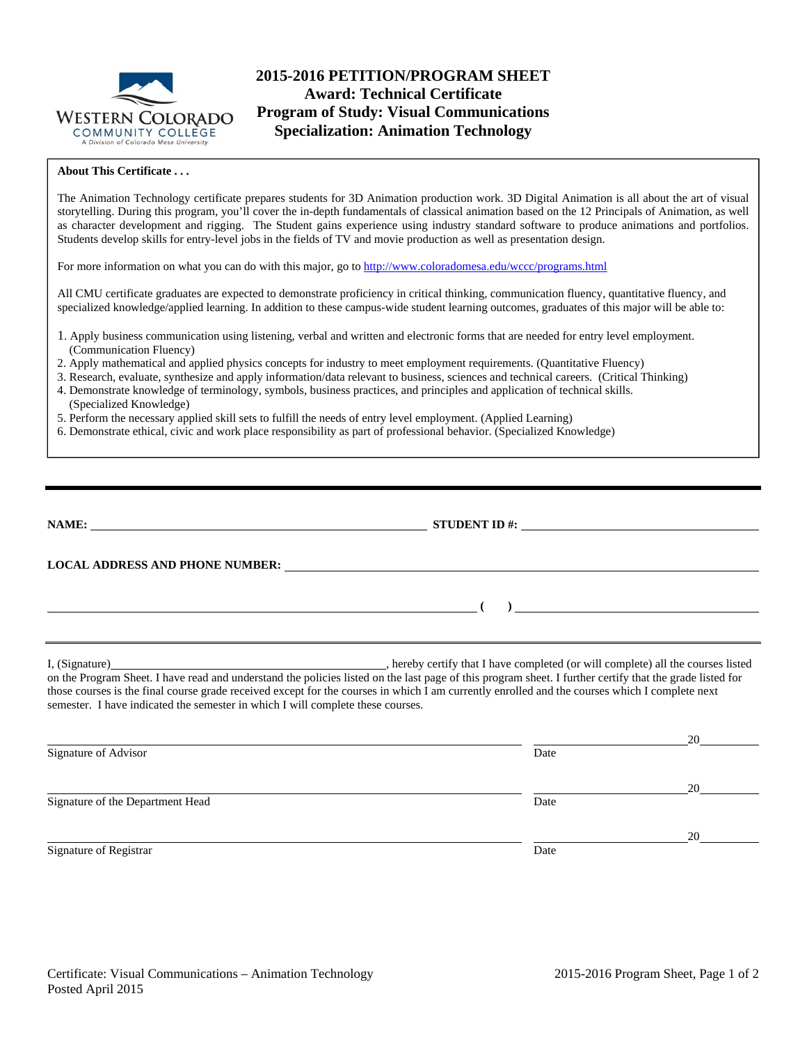# 2015-2016 PETITION/PROGRAM SHEET
## Award: Technical Certificate
## Program of Study: Visual Communications
## Specialization: Animation Technology

**About This Certificate . . .**

The Animation Technology certificate prepares students for 3D Animation production work. 3D Digital Animation is all about the art of visual storytelling. During this program, you'll cover the in-depth fundamentals of classical animation based on the 12 Principals of Animation, as well as character development and rigging. The Student gains experience using industry standard software to produce animations and portfolios. Students develop skills for entry-level jobs in the fields of TV and movie production as well as presentation design.

For more information on what you can do with this major, go to http://www.coloradomesa.edu/wccc/programs.html

All CMU certificate graduates are expected to demonstrate proficiency in critical thinking, communication fluency, quantitative fluency, and specialized knowledge/applied learning. In addition to these campus-wide student learning outcomes, graduates of this major will be able to:

1. Apply business communication using listening, verbal and written and electronic forms that are needed for entry level employment. (Communication Fluency)
2. Apply mathematical and applied physics concepts for industry to meet employment requirements. (Quantitative Fluency)
3. Research, evaluate, synthesize and apply information/data relevant to business, sciences and technical careers. (Critical Thinking)
4. Demonstrate knowledge of terminology, symbols, business practices, and principles and application of technical skills. (Specialized Knowledge)
5. Perform the necessary applied skill sets to fulfill the needs of entry level employment. (Applied Learning)
6. Demonstrate ethical, civic and work place responsibility as part of professional behavior. (Specialized Knowledge)

---

**NAME:** ______________________________ **STUDENT ID #:** ______________________________

**LOCAL ADDRESS AND PHONE NUMBER:** ______________________________

______________________________ **( )** ______________________________

---

I, (Signature)______________________________, hereby certify that I have completed (or will complete) all the courses listed on the Program Sheet. I have read and understand the policies listed on the last page of this program sheet. I further certify that the grade listed for those courses is the final course grade received except for the courses in which I am currently enrolled and the courses which I complete next semester. I have indicated the semester in which I will complete these courses.

______________________________ ______________20______
Signature of Advisor Date

______________________________ ______________20______
Signature of the Department Head Date

______________________________ ______________20______
Signature of Registrar Date

Certificate: Visual Communications – Animation Technology
Posted April 2015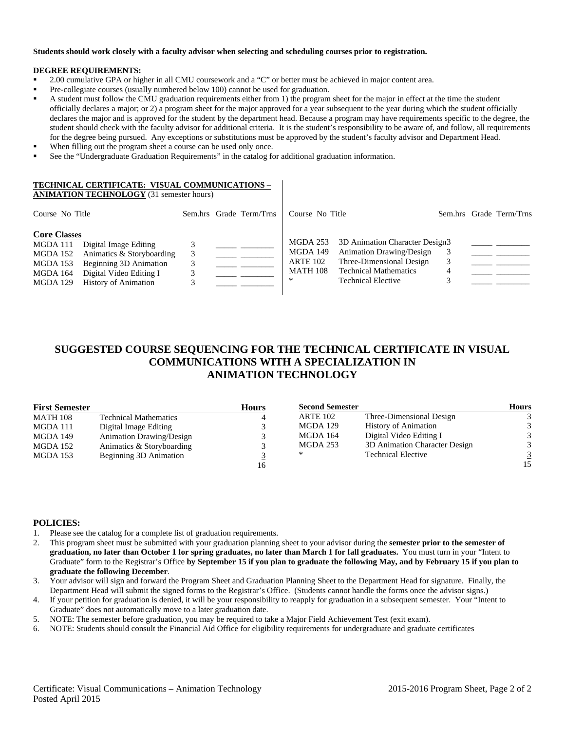**Students should work closely with a faculty advisor when selecting and scheduling courses prior to registration.**

**DEGREE REQUIREMENTS:**

- 2.00 cumulative GPA or higher in all CMU coursework and a "C" or better must be achieved in major content area.
- Pre-collegiate courses (usually numbered below 100) cannot be used for graduation.
- A student must follow the CMU graduation requirements either from 1) the program sheet for the major in effect at the time the student officially declares a major; or 2) a program sheet for the major approved for a year subsequent to the year during which the student officially declares the major and is approved for the student by the department head. Because a program may have requirements specific to the degree, the student should check with the faculty advisor for additional criteria. It is the student's responsibility to be aware of, and follow, all requirements for the degree being pursued. Any exceptions or substitutions must be approved by the student's faculty advisor and Department Head.
- When filling out the program sheet a course can be used only once.
- See the "Undergraduate Graduation Requirements" in the catalog for additional graduation information.

**TECHNICAL CERTIFICATE: VISUAL COMMUNICATIONS – ANIMATION TECHNOLOGY** (31 semester hours)

**Core Classes**

| Course No | Title | Sem.hrs | Grade | Term/Trns |
|---|---|---|---|---|
| MGDA 111 | Digital Image Editing | 3 | _____ | ________ |
| MGDA 152 | Animatics & Storyboarding | 3 | _____ | ________ |
| MGDA 153 | Beginning 3D Animation | 3 | _____ | ________ |
| MGDA 164 | Digital Video Editing I | 3 | _____ | ________ |
| MGDA 129 | History of Animation | 3 | _____ | ________ |
| MGDA 253 | 3D Animation Character Design | 3 | _____ | ________ |
| MGDA 149 | Animation Drawing/Design | 3 | _____ | ________ |
| ARTE 102 | Three-Dimensional Design | 3 | _____ | ________ |
| MATH 108 | Technical Mathematics | 4 | _____ | ________ |
| * | Technical Elective | 3 | _____ | ________ |

## SUGGESTED COURSE SEQUENCING FOR THE TECHNICAL CERTIFICATE IN VISUAL COMMUNICATIONS WITH A SPECIALIZATION IN ANIMATION TECHNOLOGY

| First Semester | | Hours |
|---|---|---|
| MATH 108 | Technical Mathematics | 4 |
| MGDA 111 | Digital Image Editing | 3 |
| MGDA 149 | Animation Drawing/Design | 3 |
| MGDA 152 | Animatics & Storyboarding | 3 |
| MGDA 153 | Beginning 3D Animation | 3 |
| | | 16 |

| Second Semester | | Hours |
|---|---|---|
| ARTE 102 | Three-Dimensional Design | 3 |
| MGDA 129 | History of Animation | 3 |
| MGDA 164 | Digital Video Editing I | 3 |
| MGDA 253 | 3D Animation Character Design | 3 |
| * | Technical Elective | 3 |
| | | 15 |

**POLICIES:**

1. Please see the catalog for a complete list of graduation requirements.
2. This program sheet must be submitted with your graduation planning sheet to your advisor during the **semester prior to the semester of graduation, no later than October 1 for spring graduates, no later than March 1 for fall graduates.** You must turn in your "Intent to Graduate" form to the Registrar's Office **by September 15 if you plan to graduate the following May, and by February 15 if you plan to graduate the following December**.
3. Your advisor will sign and forward the Program Sheet and Graduation Planning Sheet to the Department Head for signature. Finally, the Department Head will submit the signed forms to the Registrar's Office. (Students cannot handle the forms once the advisor signs.)
4. If your petition for graduation is denied, it will be your responsibility to reapply for graduation in a subsequent semester. Your "Intent to Graduate" does not automatically move to a later graduation date.
5. NOTE: The semester before graduation, you may be required to take a Major Field Achievement Test (exit exam).
6. NOTE: Students should consult the Financial Aid Office for eligibility requirements for undergraduate and graduate certificates

Certificate: Visual Communications – Animation Technology
Posted April 2015